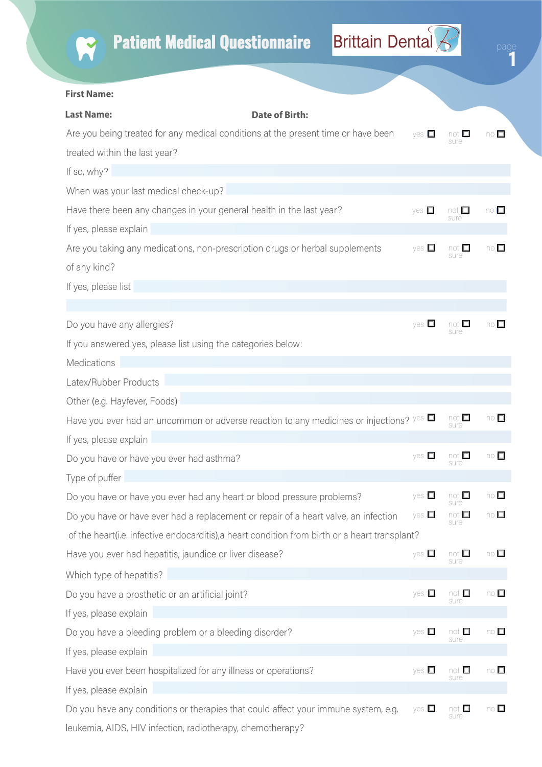# Patient Medical Questionnaire

Brittain Dental

**First Name:**

**Last Name:** **Date of Birth:**

Are you being treated for any medical conditions at the present time or have been treated within the last year? yes ☐ not sure ☐ no ☐

If so, why?

When was your last medical check-up?

Have there been any changes in your general health in the last year? yes ☐ not sure ☐ no ☐

If yes, please explain

Are you taking any medications, non-prescription drugs or herbal supplements of any kind? yes ☐ not sure ☐ no ☐

If yes, please list

Do you have any allergies? yes ☐ not sure ☐ no ☐

If you answered yes, please list using the categories below:

Medications

Latex/Rubber Products

Other (e.g. Hayfever, Foods)

Have you ever had an uncommon or adverse reaction to any medicines or injections? yes ☐ not sure ☐ no ☐

If yes, please explain

Do you have or have you ever had asthma? yes ☐ not sure ☐ no ☐

Type of puffer

Do you have or have you ever had any heart or blood pressure problems? yes ☐ not sure ☐ no ☐

Do you have or have ever had a replacement or repair of a heart valve, an infection of the heart(i.e. infective endocarditis),a heart condition from birth or a heart transplant? yes ☐ not sure ☐ no ☐

Have you ever had hepatitis, jaundice or liver disease? yes ☐ not sure ☐ no ☐

Which type of hepatitis?

Do you have a prosthetic or an artificial joint? yes ☐ not sure ☐ no ☐

If yes, please explain

Do you have a bleeding problem or a bleeding disorder? yes ☐ not sure ☐ no ☐

If yes, please explain

Have you ever been hospitalized for any illness or operations? yes ☐ not sure ☐ no ☐

If yes, please explain

Do you have any conditions or therapies that could affect your immune system, e.g. leukemia, AIDS, HIV infection, radiotherapy, chemotherapy? yes ☐ not sure ☐ no ☐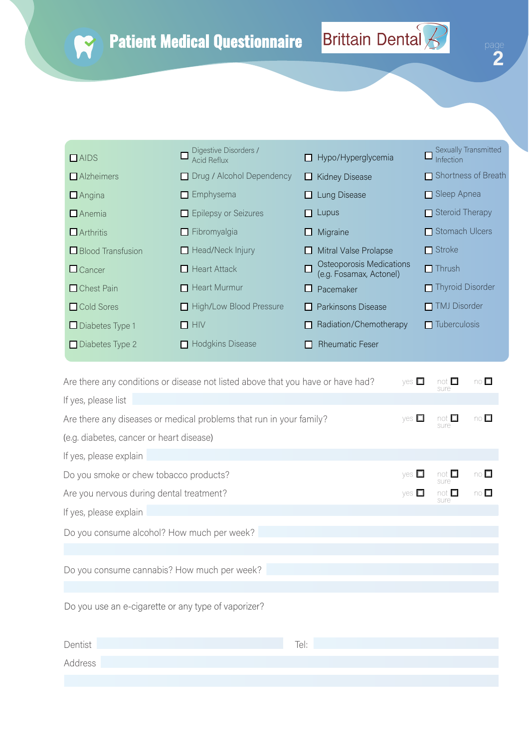# Patient Medical Questionnaire

Brittain Dental

| | | | |
|---|---|---|---|
| ☐ AIDS | ☐ Digestive Disorders / Acid Reflux | ☐ Hypo/Hyperglycemia | ☐ Sexually Transmitted Infection |
| ☐ Alzheimers | ☐ Drug / Alcohol Dependency | ☐ Kidney Disease | ☐ Shortness of Breath |
| ☐ Angina | ☐ Emphysema | ☐ Lung Disease | ☐ Sleep Apnea |
| ☐ Anemia | ☐ Epilepsy or Seizures | ☐ Lupus | ☐ Steroid Therapy |
| ☐ Arthritis | ☐ Fibromyalgia | ☐ Migraine | ☐ Stomach Ulcers |
| ☐ Blood Transfusion | ☐ Head/Neck Injury | ☐ Mitral Valse Prolapse | ☐ Stroke |
| ☐ Cancer | ☐ Heart Attack | ☐ Osteoporosis Medications (e.g. Fosamax, Actonel) | ☐ Thrush |
| ☐ Chest Pain | ☐ Heart Murmur | ☐ Pacemaker | ☐ Thyroid Disorder |
| ☐ Cold Sores | ☐ High/Low Blood Pressure | ☐ Parkinsons Disease | ☐ TMJ Disorder |
| ☐ Diabetes Type 1 | ☐ HIV | ☐ Radiation/Chemotherapy | ☐ Tuberculosis |
| ☐ Diabetes Type 2 | ☐ Hodgkins Disease | ☐ Rheumatic Feser | |

Are there any conditions or disease not listed above that you have or have had? yes ☐ not sure ☐ no ☐

If yes, please list ____________________

Are there any diseases or medical problems that run in your family? yes ☐ not sure ☐ no ☐

(e.g. diabetes, cancer or heart disease)

If yes, please explain ____________________

Do you smoke or chew tobacco products? yes ☐ not sure ☐ no ☐

Are you nervous during dental treatment? yes ☐ not sure ☐ no ☐

If yes, please explain ____________________

Do you consume alcohol? How much per week? ____________________

Do you consume cannabis? How much per week? ____________________

Do you use an e-cigarette or any type of vaporizer?

Dentist ____________________ Tel: ____________________

Address ____________________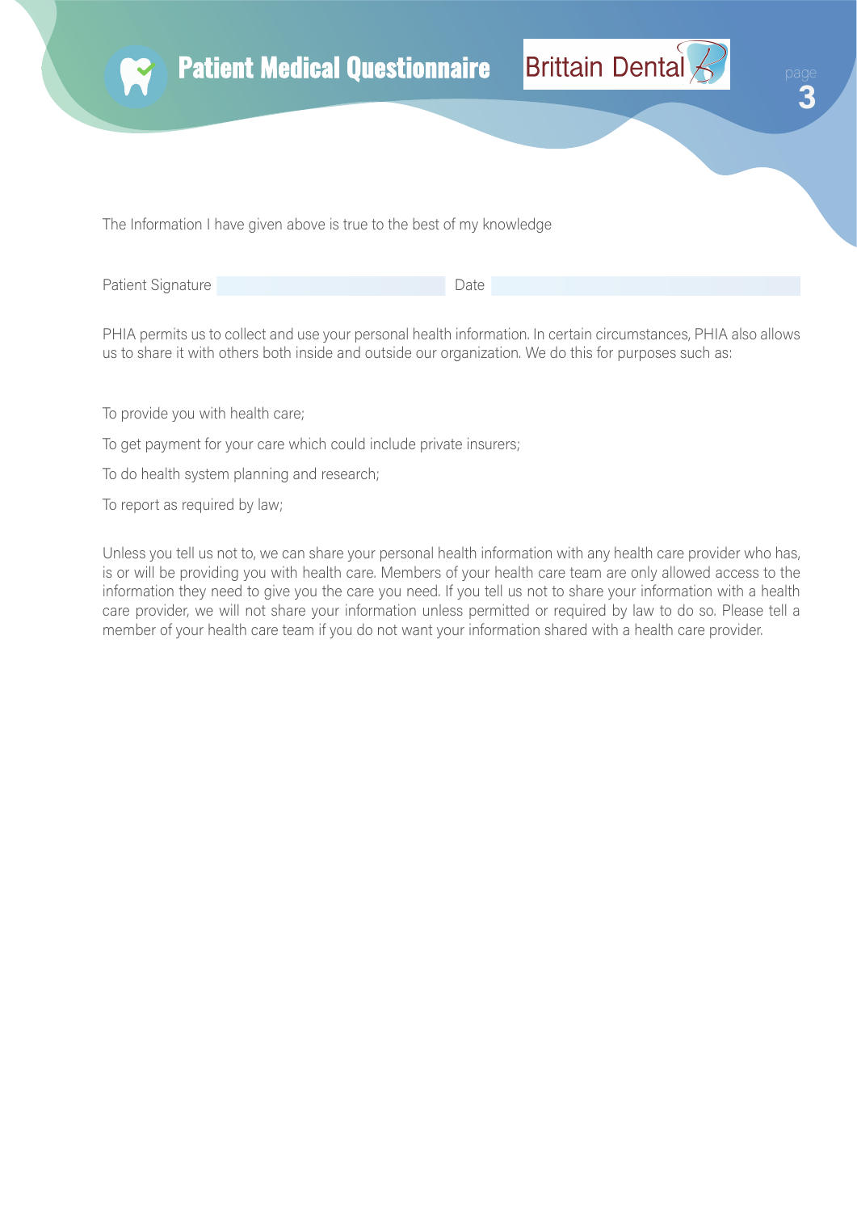# Patient Medical Questionnaire

Brittain Dental

The Information I have given above is true to the best of my knowledge

Patient Signature ____________________ Date ____________________

PHIA permits us to collect and use your personal health information. In certain circumstances, PHIA also allows us to share it with others both inside and outside our organization. We do this for purposes such as:

To provide you with health care;

To get payment for your care which could include private insurers;

To do health system planning and research;

To report as required by law;

Unless you tell us not to, we can share your personal health information with any health care provider who has, is or will be providing you with health care. Members of your health care team are only allowed access to the information they need to give you the care you need. If you tell us not to share your information with a health care provider, we will not share your information unless permitted or required by law to do so. Please tell a member of your health care team if you do not want your information shared with a health care provider.